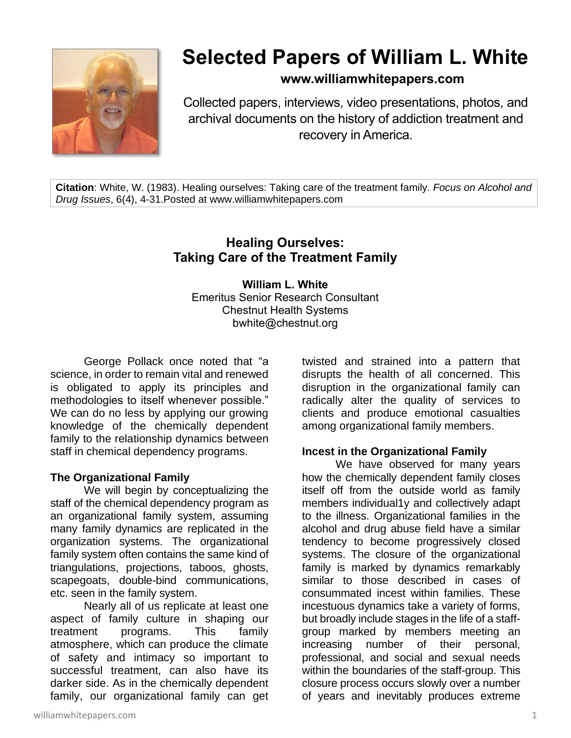# Selected Papers of William L. White

**www.williamwhitepapers.com**

Collected papers, interviews, video presentations, photos, and archival documents on the history of addiction treatment and recovery in America.

**Citation**: White, W. (1983). Healing ourselves: Taking care of the treatment family. *Focus on Alcohol and Drug Issues*, 6(4), 4-31.Posted at www.williamwhitepapers.com

## Healing Ourselves: Taking Care of the Treatment Family

**William L. White**
Emeritus Senior Research Consultant
Chestnut Health Systems
bwhite@chestnut.org

George Pollack once noted that "a science, in order to remain vital and renewed is obligated to apply its principles and methodologies to itself whenever possible." We can do no less by applying our growing knowledge of the chemically dependent family to the relationship dynamics between staff in chemical dependency programs.

### The Organizational Family

We will begin by conceptualizing the staff of the chemical dependency program as an organizational family system, assuming many family dynamics are replicated in the organization systems. The organizational family system often contains the same kind of triangulations, projections, taboos, ghosts, scapegoats, double-bind communications, etc. seen in the family system.

Nearly all of us replicate at least one aspect of family culture in shaping our treatment programs. This family atmosphere, which can produce the climate of safety and intimacy so important to successful treatment, can also have its darker side. As in the chemically dependent family, our organizational family can get twisted and strained into a pattern that disrupts the health of all concerned. This disruption in the organizational family can radically alter the quality of services to clients and produce emotional casualties among organizational family members.

### Incest in the Organizational Family

We have observed for many years how the chemically dependent family closes itself off from the outside world as family members individual1y and collectively adapt to the illness. Organizational families in the alcohol and drug abuse field have a similar tendency to become progressively closed systems. The closure of the organizational family is marked by dynamics remarkably similar to those described in cases of consummated incest within families. These incestuous dynamics take a variety of forms, but broadly include stages in the life of a staff-group marked by members meeting an increasing number of their personal, professional, and social and sexual needs within the boundaries of the staff-group. This closure process occurs slowly over a number of years and inevitably produces extreme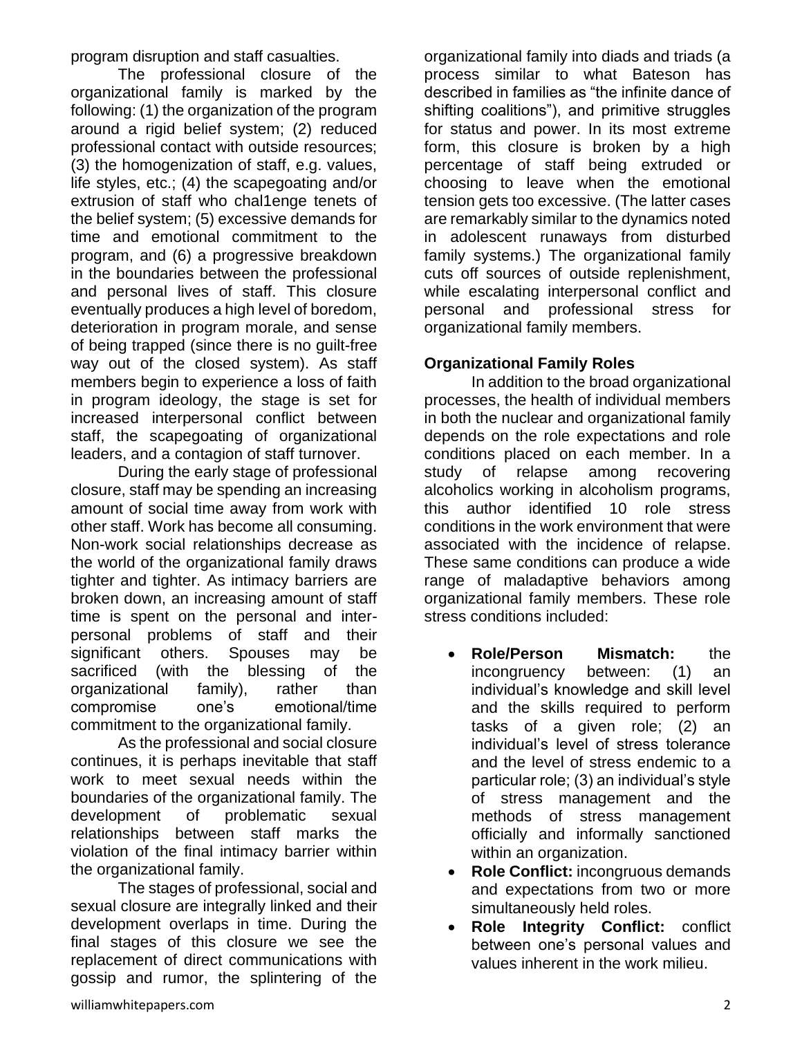program disruption and staff casualties.

The professional closure of the organizational family is marked by the following: (1) the organization of the program around a rigid belief system; (2) reduced professional contact with outside resources; (3) the homogenization of staff, e.g. values, life styles, etc.; (4) the scapegoating and/or extrusion of staff who chal1enge tenets of the belief system; (5) excessive demands for time and emotional commitment to the program, and (6) a progressive breakdown in the boundaries between the professional and personal lives of staff. This closure eventually produces a high level of boredom, deterioration in program morale, and sense of being trapped (since there is no guilt-free way out of the closed system). As staff members begin to experience a loss of faith in program ideology, the stage is set for increased interpersonal conflict between staff, the scapegoating of organizational leaders, and a contagion of staff turnover.

During the early stage of professional closure, staff may be spending an increasing amount of social time away from work with other staff. Work has become all consuming. Non-work social relationships decrease as the world of the organizational family draws tighter and tighter. As intimacy barriers are broken down, an increasing amount of staff time is spent on the personal and inter-personal problems of staff and their significant others. Spouses may be sacrificed (with the blessing of the organizational family), rather than compromise one's emotional/time commitment to the organizational family.

As the professional and social closure continues, it is perhaps inevitable that staff work to meet sexual needs within the boundaries of the organizational family. The development of problematic sexual relationships between staff marks the violation of the final intimacy barrier within the organizational family.

The stages of professional, social and sexual closure are integrally linked and their development overlaps in time. During the final stages of this closure we see the replacement of direct communications with gossip and rumor, the splintering of the organizational family into diads and triads (a process similar to what Bateson has described in families as "the infinite dance of shifting coalitions"), and primitive struggles for status and power. In its most extreme form, this closure is broken by a high percentage of staff being extruded or choosing to leave when the emotional tension gets too excessive. (The latter cases are remarkably similar to the dynamics noted in adolescent runaways from disturbed family systems.) The organizational family cuts off sources of outside replenishment, while escalating interpersonal conflict and personal and professional stress for organizational family members.

## Organizational Family Roles

In addition to the broad organizational processes, the health of individual members in both the nuclear and organizational family depends on the role expectations and role conditions placed on each member. In a study of relapse among recovering alcoholics working in alcoholism programs, this author identified 10 role stress conditions in the work environment that were associated with the incidence of relapse. These same conditions can produce a wide range of maladaptive behaviors among organizational family members. These role stress conditions included:

- **Role/Person Mismatch:** the incongruency between: (1) an individual's knowledge and skill level and the skills required to perform tasks of a given role; (2) an individual's level of stress tolerance and the level of stress endemic to a particular role; (3) an individual's style of stress management and the methods of stress management officially and informally sanctioned within an organization.
- **Role Conflict:** incongruous demands and expectations from two or more simultaneously held roles.
- **Role Integrity Conflict:** conflict between one's personal values and values inherent in the work milieu.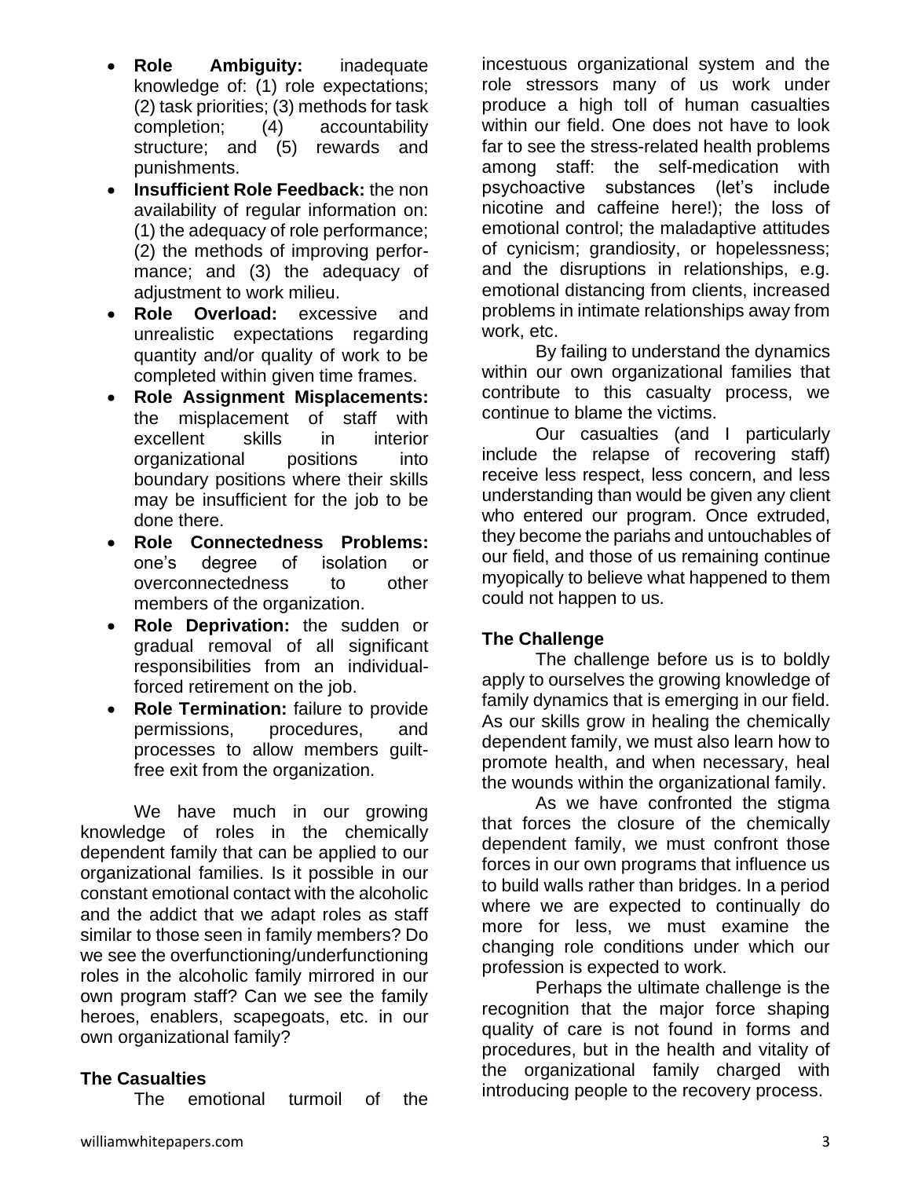- **Role Ambiguity:** inadequate knowledge of: (1) role expectations; (2) task priorities; (3) methods for task completion; (4) accountability structure; and (5) rewards and punishments.
- **Insufficient Role Feedback:** the non availability of regular information on: (1) the adequacy of role performance; (2) the methods of improving performance; and (3) the adequacy of adjustment to work milieu.
- **Role Overload:** excessive and unrealistic expectations regarding quantity and/or quality of work to be completed within given time frames.
- **Role Assignment Misplacements:** the misplacement of staff with excellent skills in interior organizational positions into boundary positions where their skills may be insufficient for the job to be done there.
- **Role Connectedness Problems:** one's degree of isolation or overconnectedness to other members of the organization.
- **Role Deprivation:** the sudden or gradual removal of all significant responsibilities from an individual-forced retirement on the job.
- **Role Termination:** failure to provide permissions, procedures, and processes to allow members guilt-free exit from the organization.

We have much in our growing knowledge of roles in the chemically dependent family that can be applied to our organizational families. Is it possible in our constant emotional contact with the alcoholic and the addict that we adapt roles as staff similar to those seen in family members? Do we see the overfunctioning/underfunctioning roles in the alcoholic family mirrored in our own program staff? Can we see the family heroes, enablers, scapegoats, etc. in our own organizational family?

**The Casualties**

The emotional turmoil of the incestuous organizational system and the role stressors many of us work under produce a high toll of human casualties within our field. One does not have to look far to see the stress-related health problems among staff: the self-medication with psychoactive substances (let's include nicotine and caffeine here!); the loss of emotional control; the maladaptive attitudes of cynicism; grandiosity, or hopelessness; and the disruptions in relationships, e.g. emotional distancing from clients, increased problems in intimate relationships away from work, etc.

By failing to understand the dynamics within our own organizational families that contribute to this casualty process, we continue to blame the victims.

Our casualties (and I particularly include the relapse of recovering staff) receive less respect, less concern, and less understanding than would be given any client who entered our program. Once extruded, they become the pariahs and untouchables of our field, and those of us remaining continue myopically to believe what happened to them could not happen to us.

**The Challenge**

The challenge before us is to boldly apply to ourselves the growing knowledge of family dynamics that is emerging in our field. As our skills grow in healing the chemically dependent family, we must also learn how to promote health, and when necessary, heal the wounds within the organizational family.

As we have confronted the stigma that forces the closure of the chemically dependent family, we must confront those forces in our own programs that influence us to build walls rather than bridges. In a period where we are expected to continually do more for less, we must examine the changing role conditions under which our profession is expected to work.

Perhaps the ultimate challenge is the recognition that the major force shaping quality of care is not found in forms and procedures, but in the health and vitality of the organizational family charged with introducing people to the recovery process.